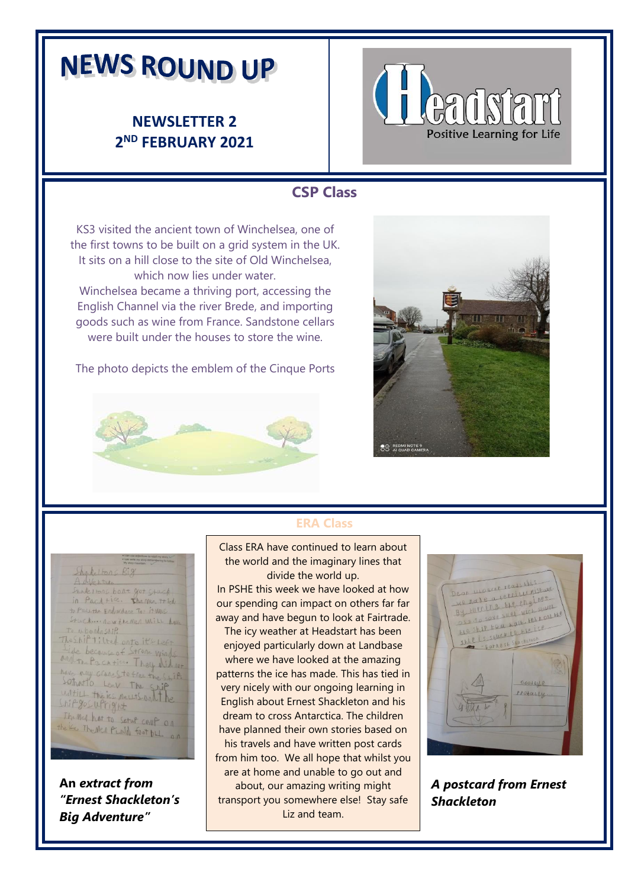# NEWS ROUND UP

**NEWSLETTER 2**
**2ND FEBRUARY 2021**

Headstart
Positive Learning for Life

## CSP Class

KS3 visited the ancient town of Winchelsea, one of the first towns to be built on a grid system in the UK. It sits on a hill close to the site of Old Winchelsea, which now lies under water.
Winchelsea became a thriving port, accessing the English Channel via the river Brede, and importing goods such as wine from France. Sandstone cellars were built under the houses to store the wine.

The photo depicts the emblem of the Cinque Ports

## ERA Class

Class ERA have continued to learn about the world and the imaginary lines that divide the world up.
In PSHE this week we have looked at how our spending can impact on others far far away and have begun to look at Fairtrade.
The icy weather at Headstart has been enjoyed particularly down at Landbase where we have looked at the amazing patterns the ice has made. This has tied in very nicely with our ongoing learning in English about Ernest Shackleton and his dream to cross Antarctica. The children have planned their own stories based on his travels and have written post cards from him too. We all hope that whilst you are at home and unable to go out and about, our amazing writing might transport you somewhere else! Stay safe
Liz and team.

**An *extract from "Ernest Shackleton's Big Adventure"***

***A postcard from Ernest Shackleton***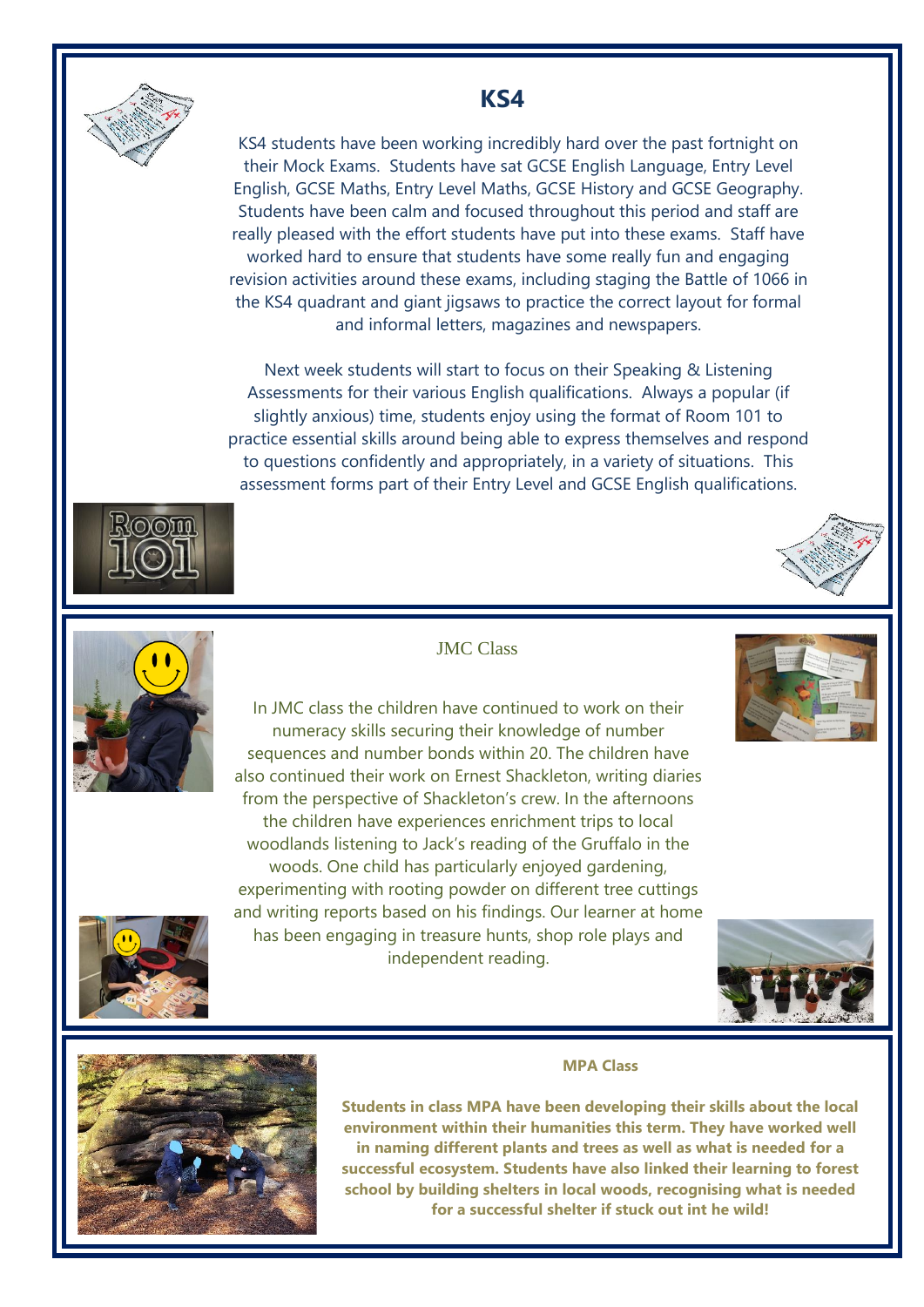## KS4

KS4 students have been working incredibly hard over the past fortnight on their Mock Exams. Students have sat GCSE English Language, Entry Level English, GCSE Maths, Entry Level Maths, GCSE History and GCSE Geography. Students have been calm and focused throughout this period and staff are really pleased with the effort students have put into these exams. Staff have worked hard to ensure that students have some really fun and engaging revision activities around these exams, including staging the Battle of 1066 in the KS4 quadrant and giant jigsaws to practice the correct layout for formal and informal letters, magazines and newspapers.

Next week students will start to focus on their Speaking & Listening Assessments for their various English qualifications. Always a popular (if slightly anxious) time, students enjoy using the format of Room 101 to practice essential skills around being able to express themselves and respond to questions confidently and appropriately, in a variety of situations. This assessment forms part of their Entry Level and GCSE English qualifications.

## JMC Class

In JMC class the children have continued to work on their numeracy skills securing their knowledge of number sequences and number bonds within 20. The children have also continued their work on Ernest Shackleton, writing diaries from the perspective of Shackleton's crew. In the afternoons the children have experiences enrichment trips to local woodlands listening to Jack's reading of the Gruffalo in the woods. One child has particularly enjoyed gardening, experimenting with rooting powder on different tree cuttings and writing reports based on his findings. Our learner at home has been engaging in treasure hunts, shop role plays and independent reading.

## MPA Class

**Students in class MPA have been developing their skills about the local environment within their humanities this term. They have worked well in naming different plants and trees as well as what is needed for a successful ecosystem. Students have also linked their learning to forest school by building shelters in local woods, recognising what is needed for a successful shelter if stuck out int he wild!**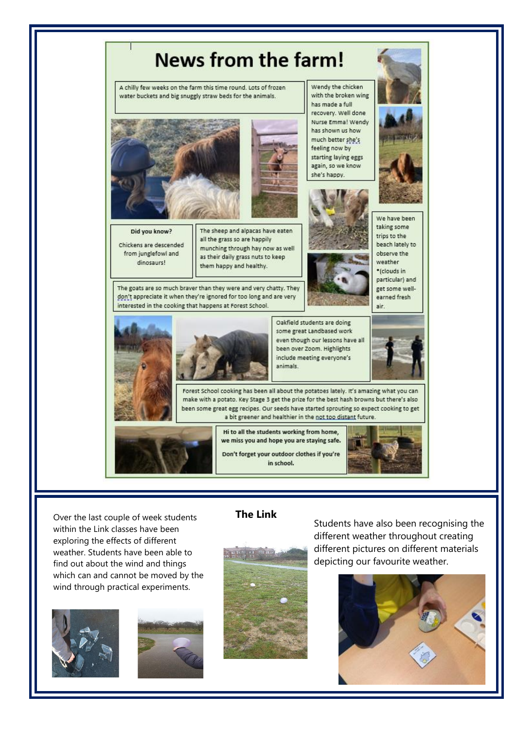# News from the farm!

A chilly few weeks on the farm this time round. Lots of frozen water buckets and big snuggly straw beds for the animals.

Wendy the chicken with the broken wing has made a full recovery. Well done Nurse Emma! Wendy has shown us how much better she's feeling now by starting laying eggs again, so we know she's happy.

**Did you know?**

Chickens are descended from junglefowl and dinosaurs!

The sheep and alpacas have eaten all the grass so are happily munching through hay now as well as their daily grass nuts to keep them happy and healthy.

We have been taking some trips to the beach lately to observe the weather *(clouds in particular) and get some well-earned fresh air.

The goats are so much braver than they were and very chatty. They don't appreciate it when they're ignored for too long and are very interested in the cooking that happens at Forest School.

Oakfield students are doing some great Landbased work even though our lessons have all been over Zoom. Highlights include meeting everyone's animals.

Forest School cooking has been all about the potatoes lately. It's amazing what you can make with a potato. Key Stage 3 get the prize for the best hash browns but there's also been some great egg recipes. Our seeds have started sprouting so expect cooking to get a bit greener and healthier in the not too distant future.

**Hi to all the students working from home, we miss you and hope you are staying safe.**

**Don't forget your outdoor clothes if you're in school.**

## The Link

Over the last couple of week students within the Link classes have been exploring the effects of different weather. Students have been able to find out about the wind and things which can and cannot be moved by the wind through practical experiments.

Students have also been recognising the different weather throughout creating different pictures on different materials depicting our favourite weather.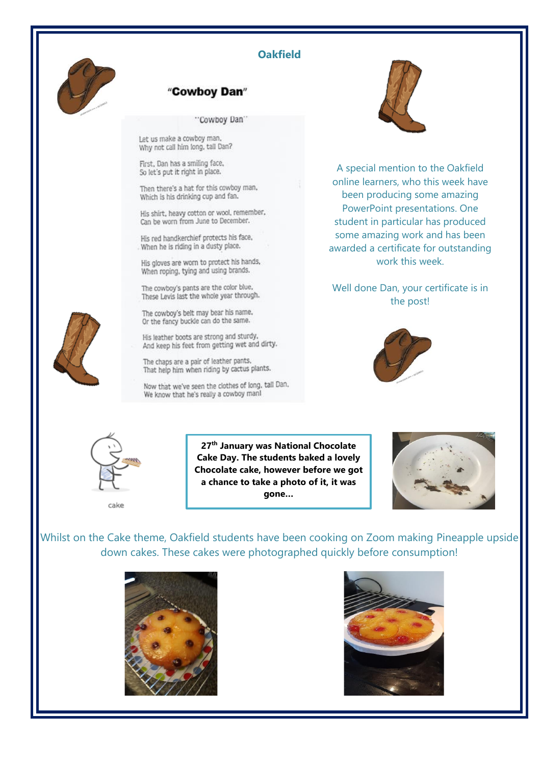## Oakfield

### "Cowboy Dan"

"Cowboy Dan"

Let us make a cowboy man,
Why not call him long, tall Dan?

First, Dan has a smiling face,
So let's put it right in place.

Then there's a hat for this cowboy man,
Which is his drinking cup and fan.

His shirt, heavy cotton or wool, remember,
Can be worn from June to December.

His red handkerchief protects his face,
When he is riding in a dusty place.

His gloves are worn to protect his hands,
When roping, tying and using brands.

The cowboy's pants are the color blue,
These Levis last the whole year through.

The cowboy's belt may bear his name,
Or the fancy buckle can do the same.

His leather boots are strong and sturdy,
And keep his feet from getting wet and dirty.

The chaps are a pair of leather pants,
That help him when riding by cactus plants.

Now that we've seen the clothes of long, tall Dan,
We know that he's really a cowboy man!

A special mention to the Oakfield online learners, who this week have been producing some amazing PowerPoint presentations. One student in particular has produced some amazing work and has been awarded a certificate for outstanding work this week.

Well done Dan, your certificate is in the post!

cake

**27th January was National Chocolate Cake Day. The students baked a lovely Chocolate cake, however before we got a chance to take a photo of it, it was gone...**

Whilst on the Cake theme, Oakfield students have been cooking on Zoom making Pineapple upside down cakes. These cakes were photographed quickly before consumption!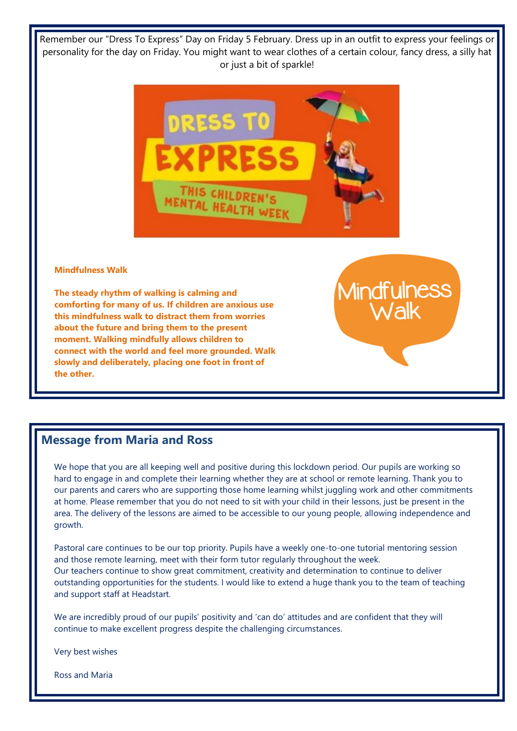Remember our "Dress To Express" Day on Friday 5 February. Dress up in an outfit to express your feelings or personality for the day on Friday. You might want to wear clothes of a certain colour, fancy dress, a silly hat or just a bit of sparkle!

**Mindfulness Walk**

**The steady rhythm of walking is calming and comforting for many of us. If children are anxious use this mindfulness walk to distract them from worries about the future and bring them to the present moment. Walking mindfully allows children to connect with the world and feel more grounded. Walk slowly and deliberately, placing one foot in front of the other.**

## Message from Maria and Ross

We hope that you are all keeping well and positive during this lockdown period. Our pupils are working so hard to engage in and complete their learning whether they are at school or remote learning. Thank you to our parents and carers who are supporting those home learning whilst juggling work and other commitments at home. Please remember that you do not need to sit with your child in their lessons, just be present in the area. The delivery of the lessons are aimed to be accessible to our young people, allowing independence and growth.

Pastoral care continues to be our top priority. Pupils have a weekly one-to-one tutorial mentoring session and those remote learning, meet with their form tutor regularly throughout the week.
Our teachers continue to show great commitment, creativity and determination to continue to deliver outstanding opportunities for the students. I would like to extend a huge thank you to the team of teaching and support staff at Headstart.

We are incredibly proud of our pupils' positivity and 'can do' attitudes and are confident that they will continue to make excellent progress despite the challenging circumstances.

Very best wishes

Ross and Maria